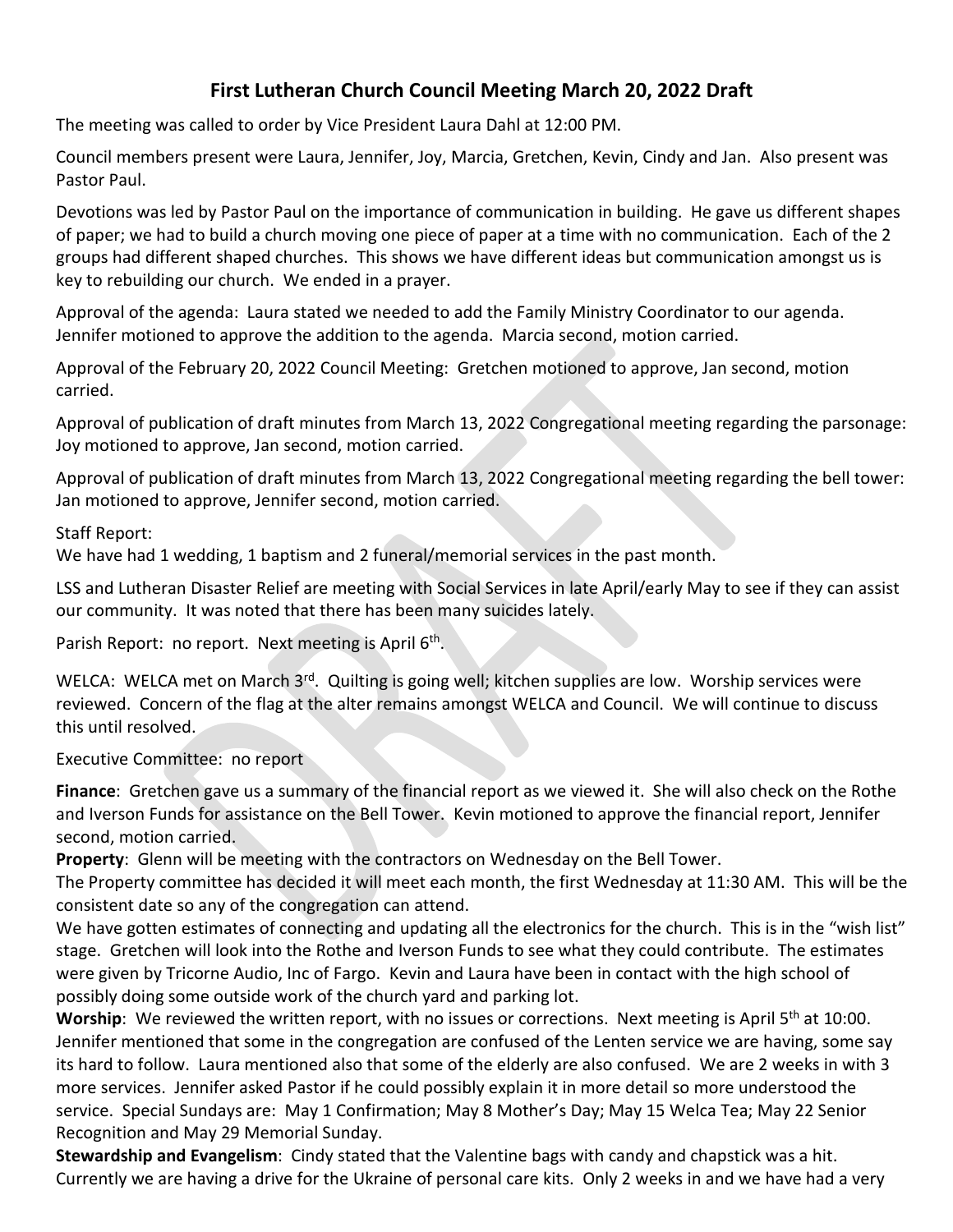# First Lutheran Church Council Meeting March 20, 2022 Draft

The meeting was called to order by Vice President Laura Dahl at 12:00 PM.

Council members present were Laura, Jennifer, Joy, Marcia, Gretchen, Kevin, Cindy and Jan. Also present was Pastor Paul.

Devotions was led by Pastor Paul on the importance of communication in building. He gave us different shapes of paper; we had to build a church moving one piece of paper at a time with no communication. Each of the 2 groups had different shaped churches. This shows we have different ideas but communication amongst us is key to rebuilding our church. We ended in a prayer.

Approval of the agenda: Laura stated we needed to add the Family Ministry Coordinator to our agenda. Jennifer motioned to approve the addition to the agenda. Marcia second, motion carried.

Approval of the February 20, 2022 Council Meeting: Gretchen motioned to approve, Jan second, motion carried.

Approval of publication of draft minutes from March 13, 2022 Congregational meeting regarding the parsonage: Joy motioned to approve, Jan second, motion carried.

Approval of publication of draft minutes from March 13, 2022 Congregational meeting regarding the bell tower: Jan motioned to approve, Jennifer second, motion carried.

Staff Report:
We have had 1 wedding, 1 baptism and 2 funeral/memorial services in the past month.

LSS and Lutheran Disaster Relief are meeting with Social Services in late April/early May to see if they can assist our community. It was noted that there has been many suicides lately.

Parish Report: no report. Next meeting is April 6th.

WELCA: WELCA met on March 3rd. Quilting is going well; kitchen supplies are low. Worship services were reviewed. Concern of the flag at the alter remains amongst WELCA and Council. We will continue to discuss this until resolved.

Executive Committee: no report

**Finance**: Gretchen gave us a summary of the financial report as we viewed it. She will also check on the Rothe and Iverson Funds for assistance on the Bell Tower. Kevin motioned to approve the financial report, Jennifer second, motion carried.

**Property**: Glenn will be meeting with the contractors on Wednesday on the Bell Tower.
The Property committee has decided it will meet each month, the first Wednesday at 11:30 AM. This will be the consistent date so any of the congregation can attend.
We have gotten estimates of connecting and updating all the electronics for the church. This is in the "wish list" stage. Gretchen will look into the Rothe and Iverson Funds to see what they could contribute. The estimates were given by Tricorne Audio, Inc of Fargo. Kevin and Laura have been in contact with the high school of possibly doing some outside work of the church yard and parking lot.

**Worship**: We reviewed the written report, with no issues or corrections. Next meeting is April 5th at 10:00. Jennifer mentioned that some in the congregation are confused of the Lenten service we are having, some say its hard to follow. Laura mentioned also that some of the elderly are also confused. We are 2 weeks in with 3 more services. Jennifer asked Pastor if he could possibly explain it in more detail so more understood the service. Special Sundays are: May 1 Confirmation; May 8 Mother's Day; May 15 Welca Tea; May 22 Senior Recognition and May 29 Memorial Sunday.

**Stewardship and Evangelism**: Cindy stated that the Valentine bags with candy and chapstick was a hit. Currently we are having a drive for the Ukraine of personal care kits. Only 2 weeks in and we have had a very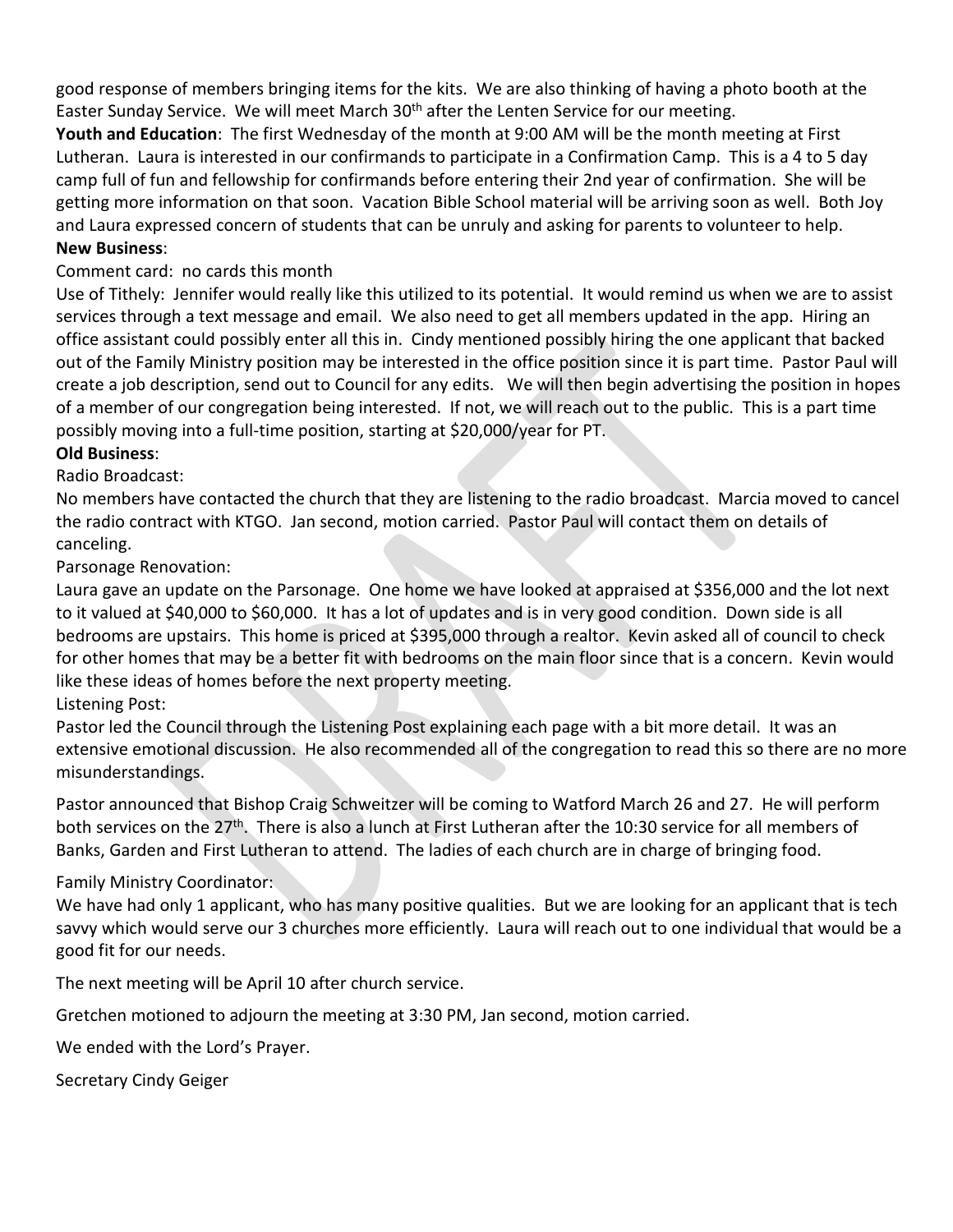good response of members bringing items for the kits. We are also thinking of having a photo booth at the Easter Sunday Service. We will meet March 30th after the Lenten Service for our meeting.

**Youth and Education**: The first Wednesday of the month at 9:00 AM will be the month meeting at First Lutheran. Laura is interested in our confirmands to participate in a Confirmation Camp. This is a 4 to 5 day camp full of fun and fellowship for confirmands before entering their 2nd year of confirmation. She will be getting more information on that soon. Vacation Bible School material will be arriving soon as well. Both Joy and Laura expressed concern of students that can be unruly and asking for parents to volunteer to help.

**New Business**:

Comment card: no cards this month

Use of Tithely: Jennifer would really like this utilized to its potential. It would remind us when we are to assist services through a text message and email. We also need to get all members updated in the app. Hiring an office assistant could possibly enter all this in. Cindy mentioned possibly hiring the one applicant that backed out of the Family Ministry position may be interested in the office position since it is part time. Pastor Paul will create a job description, send out to Council for any edits. We will then begin advertising the position in hopes of a member of our congregation being interested. If not, we will reach out to the public. This is a part time possibly moving into a full-time position, starting at $20,000/year for PT.

**Old Business**:

Radio Broadcast:

No members have contacted the church that they are listening to the radio broadcast. Marcia moved to cancel the radio contract with KTGO. Jan second, motion carried. Pastor Paul will contact them on details of canceling.

Parsonage Renovation:

Laura gave an update on the Parsonage. One home we have looked at appraised at $356,000 and the lot next to it valued at $40,000 to $60,000. It has a lot of updates and is in very good condition. Down side is all bedrooms are upstairs. This home is priced at $395,000 through a realtor. Kevin asked all of council to check for other homes that may be a better fit with bedrooms on the main floor since that is a concern. Kevin would like these ideas of homes before the next property meeting.

Listening Post:

Pastor led the Council through the Listening Post explaining each page with a bit more detail. It was an extensive emotional discussion. He also recommended all of the congregation to read this so there are no more misunderstandings.

Pastor announced that Bishop Craig Schweitzer will be coming to Watford March 26 and 27. He will perform both services on the 27th. There is also a lunch at First Lutheran after the 10:30 service for all members of Banks, Garden and First Lutheran to attend. The ladies of each church are in charge of bringing food.

Family Ministry Coordinator:

We have had only 1 applicant, who has many positive qualities. But we are looking for an applicant that is tech savvy which would serve our 3 churches more efficiently. Laura will reach out to one individual that would be a good fit for our needs.

The next meeting will be April 10 after church service.

Gretchen motioned to adjourn the meeting at 3:30 PM, Jan second, motion carried.

We ended with the Lord's Prayer.

Secretary Cindy Geiger